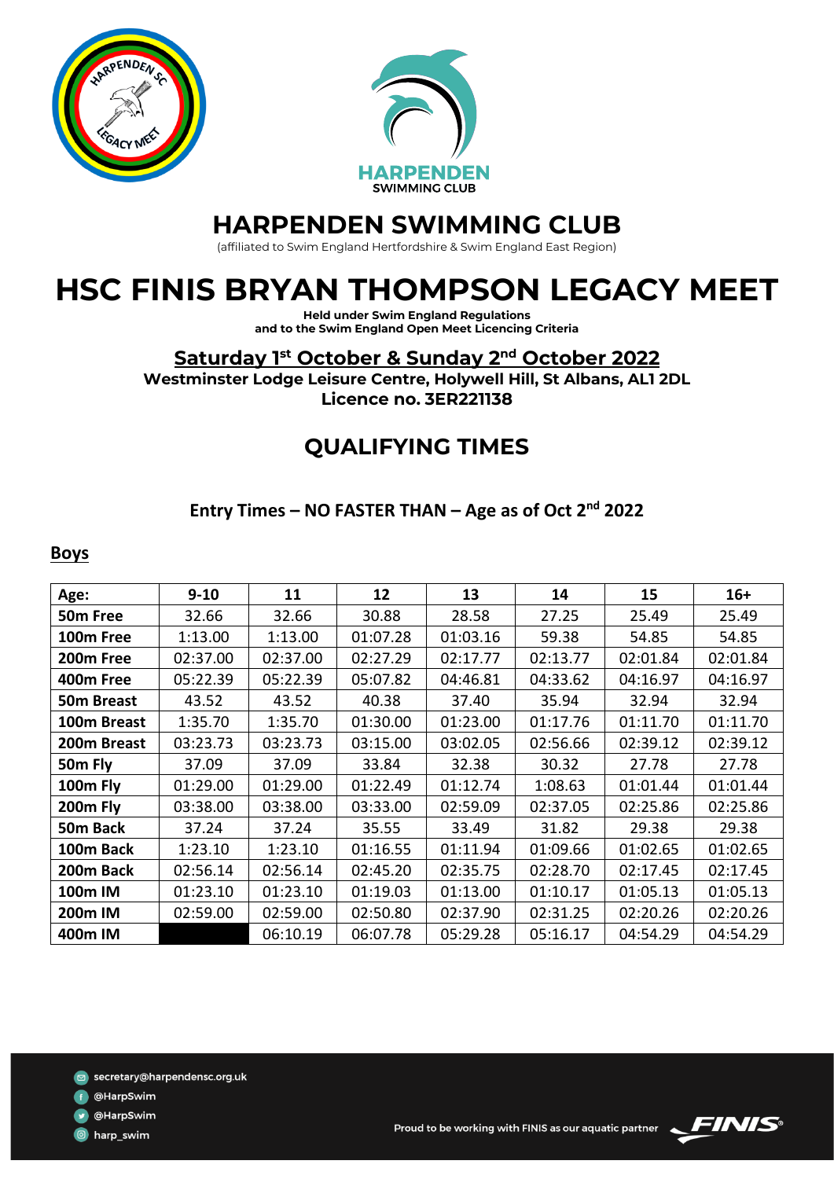# HARPENDEN SWIMMING CLUB

(affiliated to Swim England Hertfordshire & Swim England East Region)

# HSC FINIS BRYAN THOMPSON LEGACY MEET

**Held under Swim England Regulations**
**and to the Swim England Open Meet Licencing Criteria**

**Saturday 1st October & Sunday 2nd October 2022**

**Westminster Lodge Leisure Centre, Holywell Hill, St Albans, AL1 2DL**

**Licence no. 3ER221138**

## QUALIFYING TIMES

### Entry Times – NO FASTER THAN – Age as of Oct 2nd 2022

**Boys**

| Age: | 9-10 | 11 | 12 | 13 | 14 | 15 | 16+ |
|---|---|---|---|---|---|---|---|
| **50m Free** | 32.66 | 32.66 | 30.88 | 28.58 | 27.25 | 25.49 | 25.49 |
| **100m Free** | 1:13.00 | 1:13.00 | 01:07.28 | 01:03.16 | 59.38 | 54.85 | 54.85 |
| **200m Free** | 02:37.00 | 02:37.00 | 02:27.29 | 02:17.77 | 02:13.77 | 02:01.84 | 02:01.84 |
| **400m Free** | 05:22.39 | 05:22.39 | 05:07.82 | 04:46.81 | 04:33.62 | 04:16.97 | 04:16.97 |
| **50m Breast** | 43.52 | 43.52 | 40.38 | 37.40 | 35.94 | 32.94 | 32.94 |
| **100m Breast** | 1:35.70 | 1:35.70 | 01:30.00 | 01:23.00 | 01:17.76 | 01:11.70 | 01:11.70 |
| **200m Breast** | 03:23.73 | 03:23.73 | 03:15.00 | 03:02.05 | 02:56.66 | 02:39.12 | 02:39.12 |
| **50m Fly** | 37.09 | 37.09 | 33.84 | 32.38 | 30.32 | 27.78 | 27.78 |
| **100m Fly** | 01:29.00 | 01:29.00 | 01:22.49 | 01:12.74 | 1:08.63 | 01:01.44 | 01:01.44 |
| **200m Fly** | 03:38.00 | 03:38.00 | 03:33.00 | 02:59.09 | 02:37.05 | 02:25.86 | 02:25.86 |
| **50m Back** | 37.24 | 37.24 | 35.55 | 33.49 | 31.82 | 29.38 | 29.38 |
| **100m Back** | 1:23.10 | 1:23.10 | 01:16.55 | 01:11.94 | 01:09.66 | 01:02.65 | 01:02.65 |
| **200m Back** | 02:56.14 | 02:56.14 | 02:45.20 | 02:35.75 | 02:28.70 | 02:17.45 | 02:17.45 |
| **100m IM** | 01:23.10 | 01:23.10 | 01:19.03 | 01:13.00 | 01:10.17 | 01:05.13 | 01:05.13 |
| **200m IM** | 02:59.00 | 02:59.00 | 02:50.80 | 02:37.90 | 02:31.25 | 02:20.26 | 02:20.26 |
| **400m IM** | | 06:10.19 | 06:07.78 | 05:29.28 | 05:16.17 | 04:54.29 | 04:54.29 |

secretary@harpendensc.org.uk
@HarpSwim
@HarpSwim
harp_swim

Proud to be working with FINIS as our aquatic partner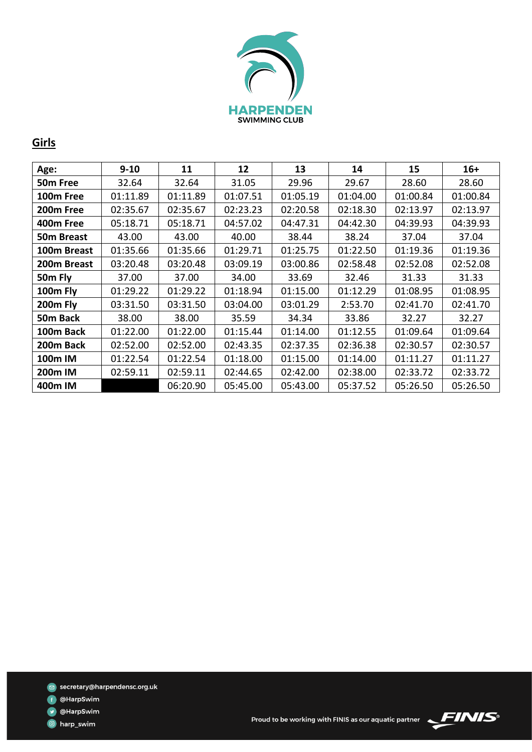## Girls

| Age: | 9-10 | 11 | 12 | 13 | 14 | 15 | 16+ |
|---|---|---|---|---|---|---|---|
| 50m Free | 32.64 | 32.64 | 31.05 | 29.96 | 29.67 | 28.60 | 28.60 |
| 100m Free | 01:11.89 | 01:11.89 | 01:07.51 | 01:05.19 | 01:04.00 | 01:00.84 | 01:00.84 |
| 200m Free | 02:35.67 | 02:35.67 | 02:23.23 | 02:20.58 | 02:18.30 | 02:13.97 | 02:13.97 |
| 400m Free | 05:18.71 | 05:18.71 | 04:57.02 | 04:47.31 | 04:42.30 | 04:39.93 | 04:39.93 |
| 50m Breast | 43.00 | 43.00 | 40.00 | 38.44 | 38.24 | 37.04 | 37.04 |
| 100m Breast | 01:35.66 | 01:35.66 | 01:29.71 | 01:25.75 | 01:22.50 | 01:19.36 | 01:19.36 |
| 200m Breast | 03:20.48 | 03:20.48 | 03:09.19 | 03:00.86 | 02:58.48 | 02:52.08 | 02:52.08 |
| 50m Fly | 37.00 | 37.00 | 34.00 | 33.69 | 32.46 | 31.33 | 31.33 |
| 100m Fly | 01:29.22 | 01:29.22 | 01:18.94 | 01:15.00 | 01:12.29 | 01:08.95 | 01:08.95 |
| 200m Fly | 03:31.50 | 03:31.50 | 03:04.00 | 03:01.29 | 2:53.70 | 02:41.70 | 02:41.70 |
| 50m Back | 38.00 | 38.00 | 35.59 | 34.34 | 33.86 | 32.27 | 32.27 |
| 100m Back | 01:22.00 | 01:22.00 | 01:15.44 | 01:14.00 | 01:12.55 | 01:09.64 | 01:09.64 |
| 200m Back | 02:52.00 | 02:52.00 | 02:43.35 | 02:37.35 | 02:36.38 | 02:30.57 | 02:30.57 |
| 100m IM | 01:22.54 | 01:22.54 | 01:18.00 | 01:15.00 | 01:14.00 | 01:11.27 | 01:11.27 |
| 200m IM | 02:59.11 | 02:59.11 | 02:44.65 | 02:42.00 | 02:38.00 | 02:33.72 | 02:33.72 |
| 400m IM | | 06:20.90 | 05:45.00 | 05:43.00 | 05:37.52 | 05:26.50 | 05:26.50 |

secretary@harpendensc.org.uk
@HarpSwim
@HarpSwim
harp_swim

Proud to be working with FINIS as our aquatic partner